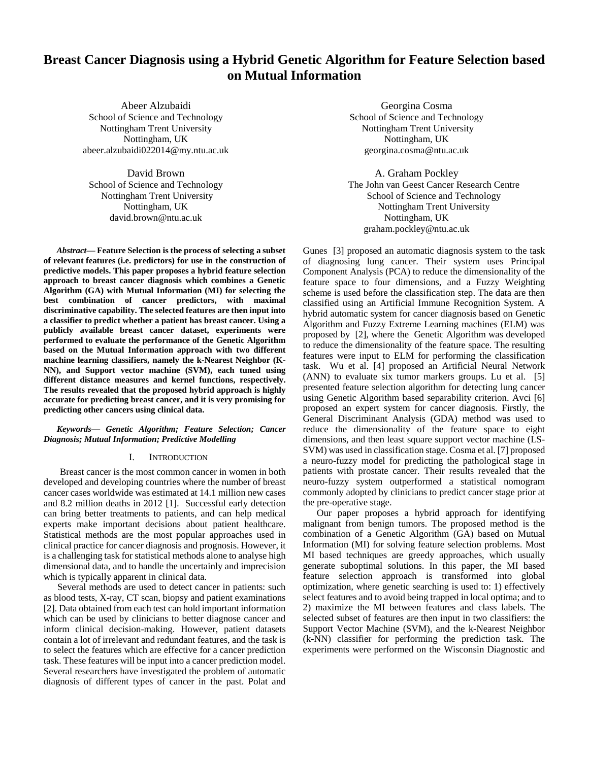// Breast Cancer Diagnosis using a Hybrid Genetic Algorithm for Feature Selection based on Mutual Information

Abeer Alzubaidi
School of Science and Technology
Nottingham Trent University
Nottingham, UK
abeer.alzubaidi022014@my.ntu.ac.uk

Georgina Cosma
School of Science and Technology
Nottingham Trent University
Nottingham, UK
georgina.cosma@ntu.ac.uk

David Brown
School of Science and Technology
Nottingham Trent University
Nottingham, UK
david.brown@ntu.ac.uk

A. Graham Pockley
The John van Geest Cancer Research Centre
School of Science and Technology
Nottingham Trent University
Nottingham, UK
graham.pockley@ntu.ac.uk

***Abstract*— Feature Selection is the process of selecting a subset of relevant features (i.e. predictors) for use in the construction of predictive models. This paper proposes a hybrid feature selection approach to breast cancer diagnosis which combines a Genetic Algorithm (GA) with Mutual Information (MI) for selecting the best combination of cancer predictors, with maximal discriminative capability. The selected features are then input into a classifier to predict whether a patient has breast cancer. Using a publicly available breast cancer dataset, experiments were performed to evaluate the performance of the Genetic Algorithm based on the Mutual Information approach with two different machine learning classifiers, namely the k-Nearest Neighbor (K-NN), and Support vector machine (SVM), each tuned using different distance measures and kernel functions, respectively. The results revealed that the proposed hybrid approach is highly accurate for predicting breast cancer, and it is very promising for predicting other cancers using clinical data.**

***Keywords— Genetic Algorithm; Feature Selection; Cancer Diagnosis; Mutual Information; Predictive Modelling***

## I. INTRODUCTION

Breast cancer is the most common cancer in women in both developed and developing countries where the number of breast cancer cases worldwide was estimated at 14.1 million new cases and 8.2 million deaths in 2012 [1]. Successful early detection can bring better treatments to patients, and can help medical experts make important decisions about patient healthcare. Statistical methods are the most popular approaches used in clinical practice for cancer diagnosis and prognosis. However, it is a challenging task for statistical methods alone to analyse high dimensional data, and to handle the uncertainly and imprecision which is typically apparent in clinical data.

Several methods are used to detect cancer in patients: such as blood tests, X-ray, CT scan, biopsy and patient examinations [2]. Data obtained from each test can hold important information which can be used by clinicians to better diagnose cancer and inform clinical decision-making. However, patient datasets contain a lot of irrelevant and redundant features, and the task is to select the features which are effective for a cancer prediction task. These features will be input into a cancer prediction model. Several researchers have investigated the problem of automatic diagnosis of different types of cancer in the past. Polat and Gunes [3] proposed an automatic diagnosis system to the task of diagnosing lung cancer. Their system uses Principal Component Analysis (PCA) to reduce the dimensionality of the feature space to four dimensions, and a Fuzzy Weighting scheme is used before the classification step. The data are then classified using an Artificial Immune Recognition System. A hybrid automatic system for cancer diagnosis based on Genetic Algorithm and Fuzzy Extreme Learning machines (ELM) was proposed by [2], where the Genetic Algorithm was developed to reduce the dimensionality of the feature space. The resulting features were input to ELM for performing the classification task. Wu et al. [4] proposed an Artificial Neural Network (ANN) to evaluate six tumor markers groups. Lu et al. [5] presented feature selection algorithm for detecting lung cancer using Genetic Algorithm based separability criterion. Avci [6] proposed an expert system for cancer diagnosis. Firstly, the General Discriminant Analysis (GDA) method was used to reduce the dimensionality of the feature space to eight dimensions, and then least square support vector machine (LS-SVM) was used in classification stage. Cosma et al. [7] proposed a neuro-fuzzy model for predicting the pathological stage in patients with prostate cancer. Their results revealed that the neuro-fuzzy system outperformed a statistical nomogram commonly adopted by clinicians to predict cancer stage prior at the pre-operative stage.

Our paper proposes a hybrid approach for identifying malignant from benign tumors. The proposed method is the combination of a Genetic Algorithm (GA) based on Mutual Information (MI) for solving feature selection problems. Most MI based techniques are greedy approaches, which usually generate suboptimal solutions. In this paper, the MI based feature selection approach is transformed into global optimization, where genetic searching is used to: 1) effectively select features and to avoid being trapped in local optima; and to 2) maximize the MI between features and class labels. The selected subset of features are then input in two classifiers: the Support Vector Machine (SVM), and the k-Nearest Neighbor (k-NN) classifier for performing the prediction task. The experiments were performed on the Wisconsin Diagnostic and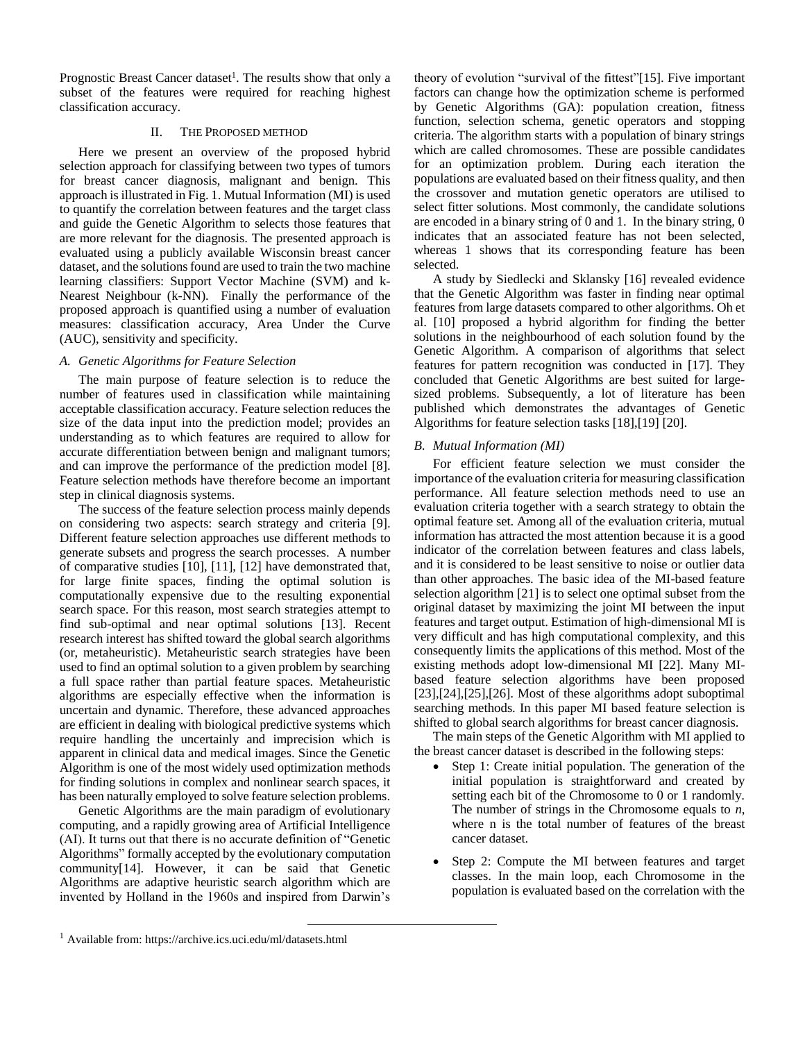Prognostic Breast Cancer dataset[1]. The results show that only a subset of the features were required for reaching highest classification accuracy.

## II. The Proposed method

Here we present an overview of the proposed hybrid selection approach for classifying between two types of tumors for breast cancer diagnosis, malignant and benign. This approach is illustrated in Fig. 1. Mutual Information (MI) is used to quantify the correlation between features and the target class and guide the Genetic Algorithm to selects those features that are more relevant for the diagnosis. The presented approach is evaluated using a publicly available Wisconsin breast cancer dataset, and the solutions found are used to train the two machine learning classifiers: Support Vector Machine (SVM) and k-Nearest Neighbour (k-NN). Finally the performance of the proposed approach is quantified using a number of evaluation measures: classification accuracy, Area Under the Curve (AUC), sensitivity and specificity.

### *A. Genetic Algorithms for Feature Selection*

The main purpose of feature selection is to reduce the number of features used in classification while maintaining acceptable classification accuracy. Feature selection reduces the size of the data input into the prediction model; provides an understanding as to which features are required to allow for accurate differentiation between benign and malignant tumors; and can improve the performance of the prediction model [8]. Feature selection methods have therefore become an important step in clinical diagnosis systems.

The success of the feature selection process mainly depends on considering two aspects: search strategy and criteria [9]. Different feature selection approaches use different methods to generate subsets and progress the search processes. A number of comparative studies [10], [11], [12] have demonstrated that, for large finite spaces, finding the optimal solution is computationally expensive due to the resulting exponential search space. For this reason, most search strategies attempt to find sub-optimal and near optimal solutions [13]. Recent research interest has shifted toward the global search algorithms (or, metaheuristic). Metaheuristic search strategies have been used to find an optimal solution to a given problem by searching a full space rather than partial feature spaces. Metaheuristic algorithms are especially effective when the information is uncertain and dynamic. Therefore, these advanced approaches are efficient in dealing with biological predictive systems which require handling the uncertainly and imprecision which is apparent in clinical data and medical images. Since the Genetic Algorithm is one of the most widely used optimization methods for finding solutions in complex and nonlinear search spaces, it has been naturally employed to solve feature selection problems.

Genetic Algorithms are the main paradigm of evolutionary computing, and a rapidly growing area of Artificial Intelligence (AI). It turns out that there is no accurate definition of "Genetic Algorithms" formally accepted by the evolutionary computation community[14]. However, it can be said that Genetic Algorithms are adaptive heuristic search algorithm which are invented by Holland in the 1960s and inspired from Darwin's theory of evolution "survival of the fittest"[15]. Five important factors can change how the optimization scheme is performed by Genetic Algorithms (GA): population creation, fitness function, selection schema, genetic operators and stopping criteria. The algorithm starts with a population of binary strings which are called chromosomes. These are possible candidates for an optimization problem. During each iteration the populations are evaluated based on their fitness quality, and then the crossover and mutation genetic operators are utilised to select fitter solutions. Most commonly, the candidate solutions are encoded in a binary string of 0 and 1. In the binary string, 0 indicates that an associated feature has not been selected, whereas 1 shows that its corresponding feature has been selected.

A study by Siedlecki and Sklansky [16] revealed evidence that the Genetic Algorithm was faster in finding near optimal features from large datasets compared to other algorithms. Oh et al. [10] proposed a hybrid algorithm for finding the better solutions in the neighbourhood of each solution found by the Genetic Algorithm. A comparison of algorithms that select features for pattern recognition was conducted in [17]. They concluded that Genetic Algorithms are best suited for large-sized problems. Subsequently, a lot of literature has been published which demonstrates the advantages of Genetic Algorithms for feature selection tasks [18],[19] [20].

### *B. Mutual Information (MI)*

For efficient feature selection we must consider the importance of the evaluation criteria for measuring classification performance. All feature selection methods need to use an evaluation criteria together with a search strategy to obtain the optimal feature set. Among all of the evaluation criteria, mutual information has attracted the most attention because it is a good indicator of the correlation between features and class labels, and it is considered to be least sensitive to noise or outlier data than other approaches. The basic idea of the MI-based feature selection algorithm [21] is to select one optimal subset from the original dataset by maximizing the joint MI between the input features and target output. Estimation of high-dimensional MI is very difficult and has high computational complexity, and this consequently limits the applications of this method. Most of the existing methods adopt low-dimensional MI [22]. Many MI-based feature selection algorithms have been proposed [23],[24],[25],[26]. Most of these algorithms adopt suboptimal searching methods. In this paper MI based feature selection is shifted to global search algorithms for breast cancer diagnosis.

The main steps of the Genetic Algorithm with MI applied to the breast cancer dataset is described in the following steps:

- Step 1: Create initial population. The generation of the initial population is straightforward and created by setting each bit of the Chromosome to 0 or 1 randomly. The number of strings in the Chromosome equals to $n$, where n is the total number of features of the breast cancer dataset.
- Step 2: Compute the MI between features and target classes. In the main loop, each Chromosome in the population is evaluated based on the correlation with the

[1] Available from: https://archive.ics.uci.edu/ml/datasets.html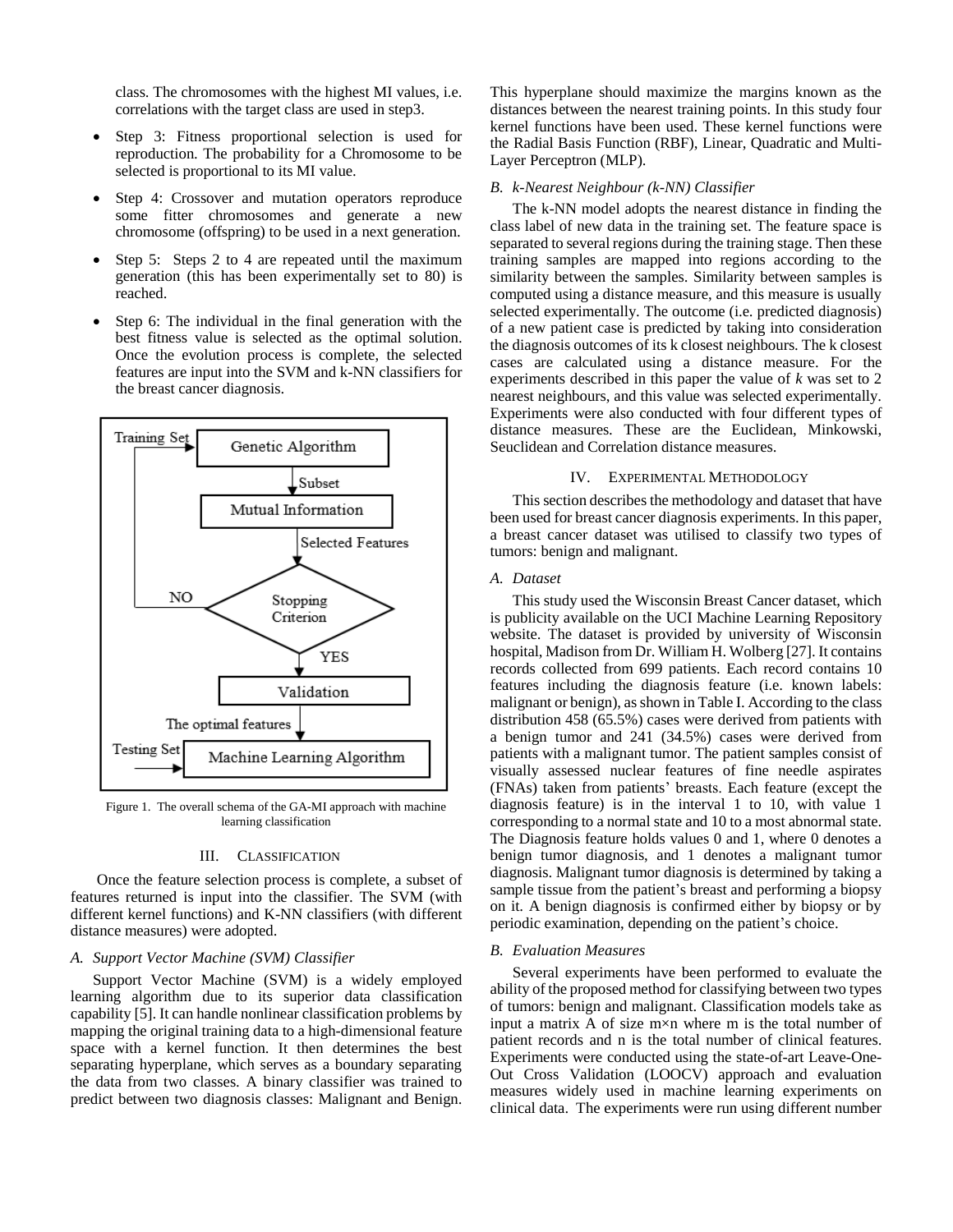class. The chromosomes with the highest MI values, i.e. correlations with the target class are used in step3.

- Step 3: Fitness proportional selection is used for reproduction. The probability for a Chromosome to be selected is proportional to its MI value.
- Step 4: Crossover and mutation operators reproduce some fitter chromosomes and generate a new chromosome (offspring) to be used in a next generation.
- Step 5: Steps 2 to 4 are repeated until the maximum generation (this has been experimentally set to 80) is reached.
- Step 6: The individual in the final generation with the best fitness value is selected as the optimal solution. Once the evolution process is complete, the selected features are input into the SVM and k-NN classifiers for the breast cancer diagnosis.

Training Set → Genetic Algorithm → Subset → Mutual Information → Selected Features → Stopping Criterion (NO → back to Genetic Algorithm; YES →) Validation → The optimal features → Machine Learning Algorithm ← Testing Set

Figure 1. The overall schema of the GA-MI approach with machine learning classification

## III. Classification

Once the feature selection process is complete, a subset of features returned is input into the classifier. The SVM (with different kernel functions) and K-NN classifiers (with different distance measures) were adopted.

### *A. Support Vector Machine (SVM) Classifier*

Support Vector Machine (SVM) is a widely employed learning algorithm due to its superior data classification capability [5]. It can handle nonlinear classification problems by mapping the original training data to a high-dimensional feature space with a kernel function. It then determines the best separating hyperplane, which serves as a boundary separating the data from two classes. A binary classifier was trained to predict between two diagnosis classes: Malignant and Benign. This hyperplane should maximize the margins known as the distances between the nearest training points. In this study four kernel functions have been used. These kernel functions were the Radial Basis Function (RBF), Linear, Quadratic and Multi-Layer Perceptron (MLP).

### *B. k-Nearest Neighbour (k-NN) Classifier*

The k-NN model adopts the nearest distance in finding the class label of new data in the training set. The feature space is separated to several regions during the training stage. Then these training samples are mapped into regions according to the similarity between the samples. Similarity between samples is computed using a distance measure, and this measure is usually selected experimentally. The outcome (i.e. predicted diagnosis) of a new patient case is predicted by taking into consideration the diagnosis outcomes of its k closest neighbours. The k closest cases are calculated using a distance measure. For the experiments described in this paper the value of *k* was set to 2 nearest neighbours, and this value was selected experimentally. Experiments were also conducted with four different types of distance measures. These are the Euclidean, Minkowski, Seuclidean and Correlation distance measures.

## IV. Experimental Methodology

This section describes the methodology and dataset that have been used for breast cancer diagnosis experiments. In this paper, a breast cancer dataset was utilised to classify two types of tumors: benign and malignant.

### *A. Dataset*

This study used the Wisconsin Breast Cancer dataset, which is publicity available on the UCI Machine Learning Repository website. The dataset is provided by university of Wisconsin hospital, Madison from Dr. William H. Wolberg [27]. It contains records collected from 699 patients. Each record contains 10 features including the diagnosis feature (i.e. known labels: malignant or benign), as shown in Table I. According to the class distribution 458 (65.5%) cases were derived from patients with a benign tumor and 241 (34.5%) cases were derived from patients with a malignant tumor. The patient samples consist of visually assessed nuclear features of fine needle aspirates (FNAs) taken from patients' breasts. Each feature (except the diagnosis feature) is in the interval 1 to 10, with value 1 corresponding to a normal state and 10 to a most abnormal state. The Diagnosis feature holds values 0 and 1, where 0 denotes a benign tumor diagnosis, and 1 denotes a malignant tumor diagnosis. Malignant tumor diagnosis is determined by taking a sample tissue from the patient's breast and performing a biopsy on it. A benign diagnosis is confirmed either by biopsy or by periodic examination, depending on the patient's choice.

### *B. Evaluation Measures*

Several experiments have been performed to evaluate the ability of the proposed method for classifying between two types of tumors: benign and malignant. Classification models take as input a matrix A of size m×n where m is the total number of patient records and n is the total number of clinical features. Experiments were conducted using the state-of-art Leave-One-Out Cross Validation (LOOCV) approach and evaluation measures widely used in machine learning experiments on clinical data. The experiments were run using different number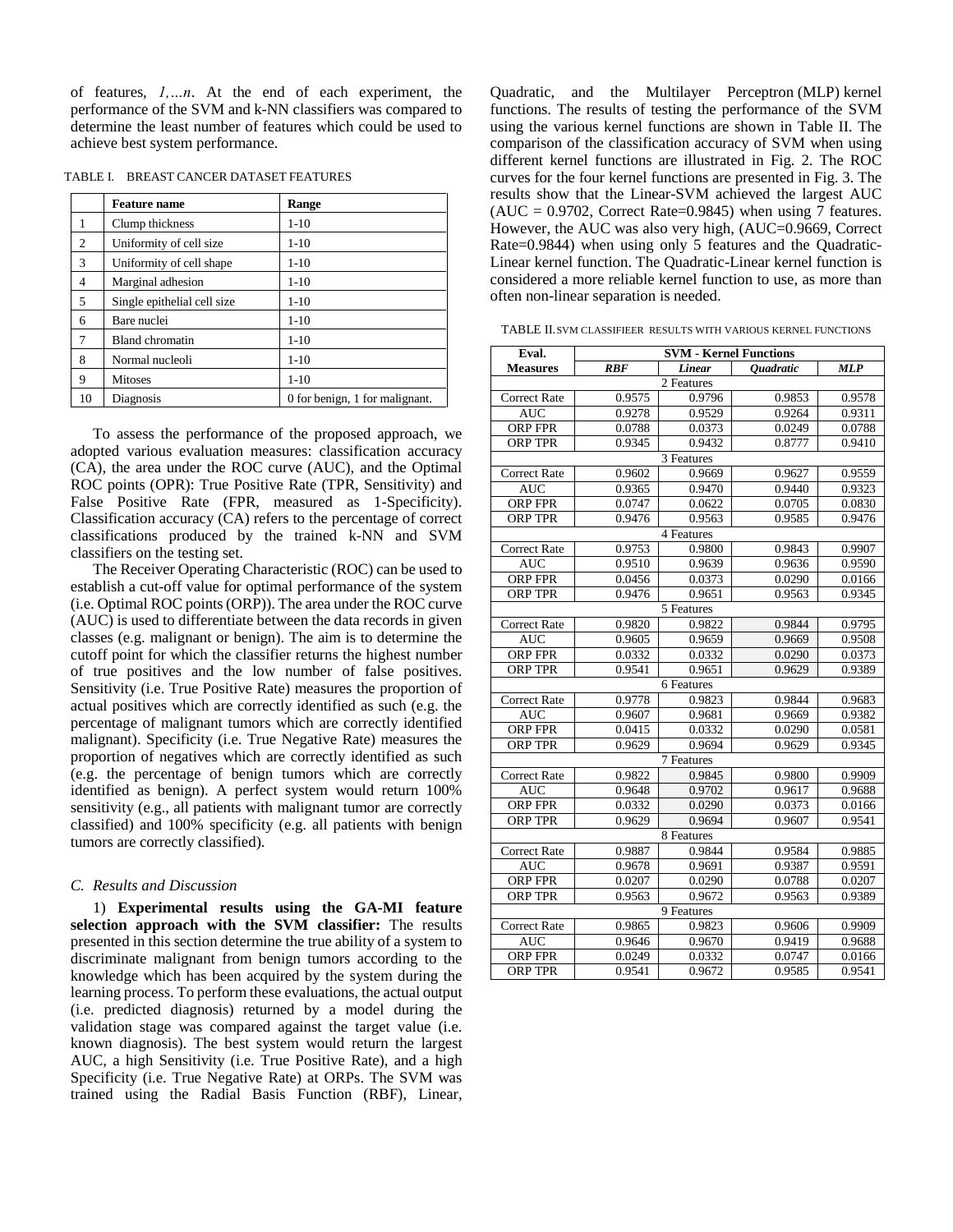of features, *1,…n*. At the end of each experiment, the performance of the SVM and k-NN classifiers was compared to determine the least number of features which could be used to achieve best system performance.

TABLE I. BREAST CANCER DATASET FEATURES

| | Feature name | Range |
|---|---|---|
| 1 | Clump thickness | 1-10 |
| 2 | Uniformity of cell size | 1-10 |
| 3 | Uniformity of cell shape | 1-10 |
| 4 | Marginal adhesion | 1-10 |
| 5 | Single epithelial cell size | 1-10 |
| 6 | Bare nuclei | 1-10 |
| 7 | Bland chromatin | 1-10 |
| 8 | Normal nucleoli | 1-10 |
| 9 | Mitoses | 1-10 |
| 10 | Diagnosis | 0 for benign, 1 for malignant. |

To assess the performance of the proposed approach, we adopted various evaluation measures: classification accuracy (CA), the area under the ROC curve (AUC), and the Optimal ROC points (OPR): True Positive Rate (TPR, Sensitivity) and False Positive Rate (FPR, measured as 1-Specificity). Classification accuracy (CA) refers to the percentage of correct classifications produced by the trained k-NN and SVM classifiers on the testing set.

The Receiver Operating Characteristic (ROC) can be used to establish a cut-off value for optimal performance of the system (i.e. Optimal ROC points (ORP)). The area under the ROC curve (AUC) is used to differentiate between the data records in given classes (e.g. malignant or benign). The aim is to determine the cutoff point for which the classifier returns the highest number of true positives and the low number of false positives. Sensitivity (i.e. True Positive Rate) measures the proportion of actual positives which are correctly identified as such (e.g. the percentage of malignant tumors which are correctly identified malignant). Specificity (i.e. True Negative Rate) measures the proportion of negatives which are correctly identified as such (e.g. the percentage of benign tumors which are correctly identified as benign). A perfect system would return 100% sensitivity (e.g., all patients with malignant tumor are correctly classified) and 100% specificity (e.g. all patients with benign tumors are correctly classified).

### C. Results and Discussion

1) **Experimental results using the GA-MI feature selection approach with the SVM classifier:** The results presented in this section determine the true ability of a system to discriminate malignant from benign tumors according to the knowledge which has been acquired by the system during the learning process. To perform these evaluations, the actual output (i.e. predicted diagnosis) returned by a model during the validation stage was compared against the target value (i.e. known diagnosis). The best system would return the largest AUC, a high Sensitivity (i.e. True Positive Rate), and a high Specificity (i.e. True Negative Rate) at ORPs. The SVM was trained using the Radial Basis Function (RBF), Linear, Quadratic, and the Multilayer Perceptron (MLP) kernel functions. The results of testing the performance of the SVM using the various kernel functions are shown in Table II. The comparison of the classification accuracy of SVM when using different kernel functions are illustrated in Fig. 2. The ROC curves for the four kernel functions are presented in Fig. 3. The results show that the Linear-SVM achieved the largest AUC (AUC = 0.9702, Correct Rate=0.9845) when using 7 features. However, the AUC was also very high, (AUC=0.9669, Correct Rate=0.9844) when using only 5 features and the Quadratic-Linear kernel function. The Quadratic-Linear kernel function is considered a more reliable kernel function to use, as more than often non-linear separation is needed.

TABLE II. SVM CLASSIFIEER RESULTS WITH VARIOUS KERNEL FUNCTIONS

| Eval. Measures | SVM - Kernel Functions | | | |
|---|---|---|---|---|
| | ***RBF*** | ***Linear*** | ***Quadratic*** | ***MLP*** |
| 2 Features | | | | |
| Correct Rate | 0.9575 | 0.9796 | 0.9853 | 0.9578 |
| AUC | 0.9278 | 0.9529 | 0.9264 | 0.9311 |
| ORP FPR | 0.0788 | 0.0373 | 0.0249 | 0.0788 |
| ORP TPR | 0.9345 | 0.9432 | 0.8777 | 0.9410 |
| 3 Features | | | | |
| Correct Rate | 0.9602 | 0.9669 | 0.9627 | 0.9559 |
| AUC | 0.9365 | 0.9470 | 0.9440 | 0.9323 |
| ORP FPR | 0.0747 | 0.0622 | 0.0705 | 0.0830 |
| ORP TPR | 0.9476 | 0.9563 | 0.9585 | 0.9476 |
| 4 Features | | | | |
| Correct Rate | 0.9753 | 0.9800 | 0.9843 | 0.9907 |
| AUC | 0.9510 | 0.9639 | 0.9636 | 0.9590 |
| ORP FPR | 0.0456 | 0.0373 | 0.0290 | 0.0166 |
| ORP TPR | 0.9476 | 0.9651 | 0.9563 | 0.9345 |
| 5 Features | | | | |
| Correct Rate | 0.9820 | 0.9822 | 0.9844 | 0.9795 |
| AUC | 0.9605 | 0.9659 | 0.9669 | 0.9508 |
| ORP FPR | 0.0332 | 0.0332 | 0.0290 | 0.0373 |
| ORP TPR | 0.9541 | 0.9651 | 0.9629 | 0.9389 |
| 6 Features | | | | |
| Correct Rate | 0.9778 | 0.9823 | 0.9844 | 0.9683 |
| AUC | 0.9607 | 0.9681 | 0.9669 | 0.9382 |
| ORP FPR | 0.0415 | 0.0332 | 0.0290 | 0.0581 |
| ORP TPR | 0.9629 | 0.9694 | 0.9629 | 0.9345 |
| 7 Features | | | | |
| Correct Rate | 0.9822 | 0.9845 | 0.9800 | 0.9909 |
| AUC | 0.9648 | 0.9702 | 0.9617 | 0.9688 |
| ORP FPR | 0.0332 | 0.0290 | 0.0373 | 0.0166 |
| ORP TPR | 0.9629 | 0.9694 | 0.9607 | 0.9541 |
| 8 Features | | | | |
| Correct Rate | 0.9887 | 0.9844 | 0.9584 | 0.9885 |
| AUC | 0.9678 | 0.9691 | 0.9387 | 0.9591 |
| ORP FPR | 0.0207 | 0.0290 | 0.0788 | 0.0207 |
| ORP TPR | 0.9563 | 0.9672 | 0.9563 | 0.9389 |
| 9 Features | | | | |
| Correct Rate | 0.9865 | 0.9823 | 0.9606 | 0.9909 |
| AUC | 0.9646 | 0.9670 | 0.9419 | 0.9688 |
| ORP FPR | 0.0249 | 0.0332 | 0.0747 | 0.0166 |
| ORP TPR | 0.9541 | 0.9672 | 0.9585 | 0.9541 |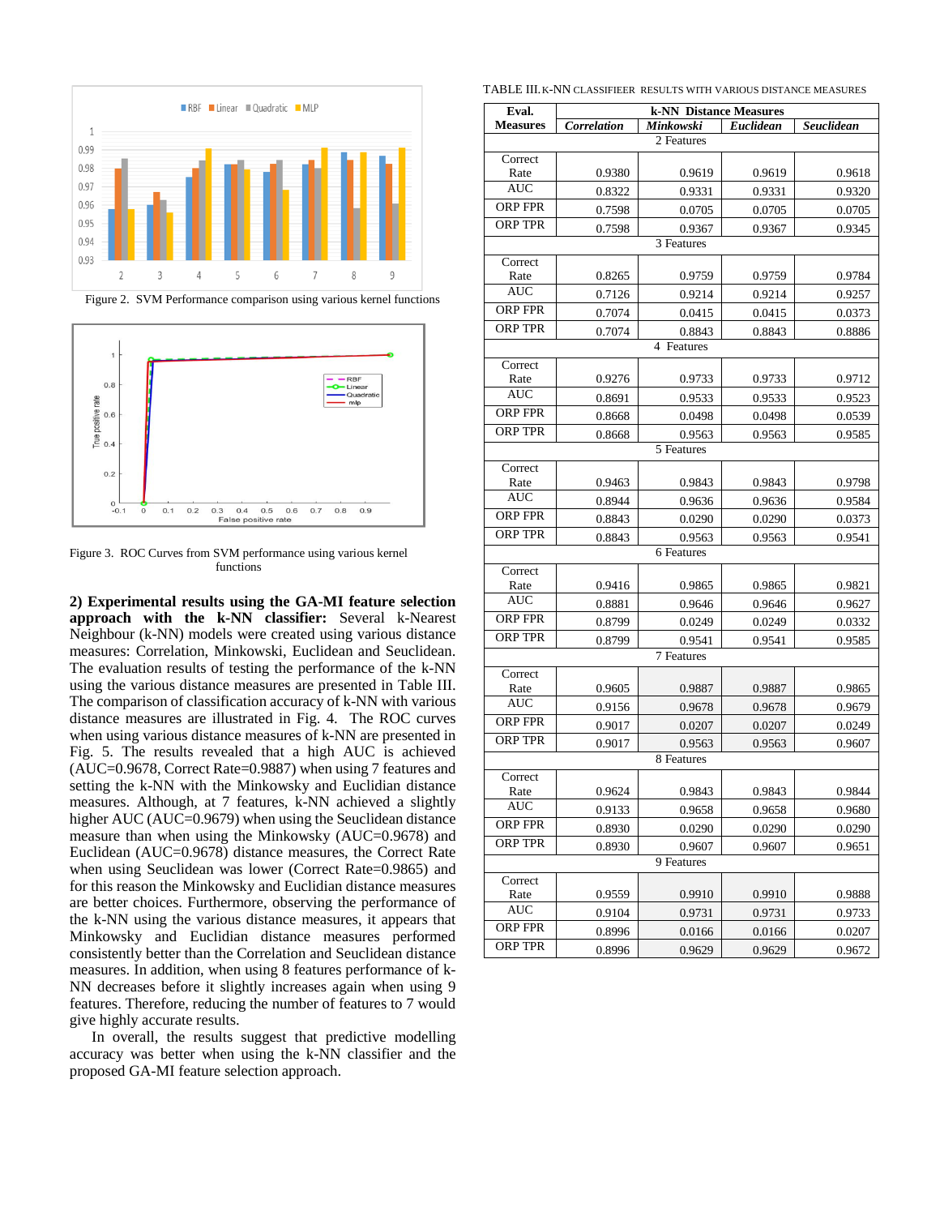Figure 2. SVM Performance comparison using various kernel functions

Figure 3. ROC Curves from SVM performance using various kernel functions

**2) Experimental results using the GA-MI feature selection approach with the k-NN classifier:** Several k-Nearest Neighbour (k-NN) models were created using various distance measures: Correlation, Minkowski, Euclidean and Seuclidean. The evaluation results of testing the performance of the k-NN using the various distance measures are presented in Table III. The comparison of classification accuracy of k-NN with various distance measures are illustrated in Fig. 4. The ROC curves when using various distance measures of k-NN are presented in Fig. 5. The results revealed that a high AUC is achieved (AUC=0.9678, Correct Rate=0.9887) when using 7 features and setting the k-NN with the Minkowsky and Euclidian distance measures. Although, at 7 features, k-NN achieved a slightly higher AUC (AUC=0.9679) when using the Seuclidean distance measure than when using the Minkowsky (AUC=0.9678) and Euclidean (AUC=0.9678) distance measures, the Correct Rate when using Seuclidean was lower (Correct Rate=0.9865) and for this reason the Minkowsky and Euclidian distance measures are better choices. Furthermore, observing the performance of the k-NN using the various distance measures, it appears that Minkowsky and Euclidean distance measures performed consistently better than the Correlation and Seuclidean distance measures. In addition, when using 8 features performance of k-NN decreases before it slightly increases again when using 9 features. Therefore, reducing the number of features to 7 would give highly accurate results.

In overall, the results suggest that predictive modelling accuracy was better when using the k-NN classifier and the proposed GA-MI feature selection approach.

TABLE III. K-NN CLASSIFIEER RESULTS WITH VARIOUS DISTANCE MEASURES

| Eval. Measures | k-NN Distance Measures | | | |
|---|---|---|---|---|
| | *Correlation* | *Minkowski* | *Euclidean* | *Seuclidean* |
| **2 Features** | | | | |
| Correct Rate | 0.9380 | 0.9619 | 0.9619 | 0.9618 |
| AUC | 0.8322 | 0.9331 | 0.9331 | 0.9320 |
| ORP FPR | 0.7598 | 0.0705 | 0.0705 | 0.0705 |
| ORP TPR | 0.7598 | 0.9367 | 0.9367 | 0.9345 |
| **3 Features** | | | | |
| Correct Rate | 0.8265 | 0.9759 | 0.9759 | 0.9784 |
| AUC | 0.7126 | 0.9214 | 0.9214 | 0.9257 |
| ORP FPR | 0.7074 | 0.0415 | 0.0415 | 0.0373 |
| ORP TPR | 0.7074 | 0.8843 | 0.8843 | 0.8886 |
| **4 Features** | | | | |
| Correct Rate | 0.9276 | 0.9733 | 0.9733 | 0.9712 |
| AUC | 0.8691 | 0.9533 | 0.9533 | 0.9523 |
| ORP FPR | 0.8668 | 0.0498 | 0.0498 | 0.0539 |
| ORP TPR | 0.8668 | 0.9563 | 0.9563 | 0.9585 |
| **5 Features** | | | | |
| Correct Rate | 0.9463 | 0.9843 | 0.9843 | 0.9798 |
| AUC | 0.8944 | 0.9636 | 0.9636 | 0.9584 |
| ORP FPR | 0.8843 | 0.0290 | 0.0290 | 0.0373 |
| ORP TPR | 0.8843 | 0.9563 | 0.9563 | 0.9541 |
| **6 Features** | | | | |
| Correct Rate | 0.9416 | 0.9865 | 0.9865 | 0.9821 |
| AUC | 0.8881 | 0.9646 | 0.9646 | 0.9627 |
| ORP FPR | 0.8799 | 0.0249 | 0.0249 | 0.0332 |
| ORP TPR | 0.8799 | 0.9541 | 0.9541 | 0.9585 |
| **7 Features** | | | | |
| Correct Rate | 0.9605 | 0.9887 | 0.9887 | 0.9865 |
| AUC | 0.9156 | 0.9678 | 0.9678 | 0.9679 |
| ORP FPR | 0.9017 | 0.0207 | 0.0207 | 0.0249 |
| ORP TPR | 0.9017 | 0.9563 | 0.9563 | 0.9607 |
| **8 Features** | | | | |
| Correct Rate | 0.9624 | 0.9843 | 0.9843 | 0.9844 |
| AUC | 0.9133 | 0.9658 | 0.9658 | 0.9680 |
| ORP FPR | 0.8930 | 0.0290 | 0.0290 | 0.0290 |
| ORP TPR | 0.8930 | 0.9607 | 0.9607 | 0.9651 |
| **9 Features** | | | | |
| Correct Rate | 0.9559 | 0.9910 | 0.9910 | 0.9888 |
| AUC | 0.9104 | 0.9731 | 0.9731 | 0.9733 |
| ORP FPR | 0.8996 | 0.0166 | 0.0166 | 0.0207 |
| ORP TPR | 0.8996 | 0.9629 | 0.9629 | 0.9672 |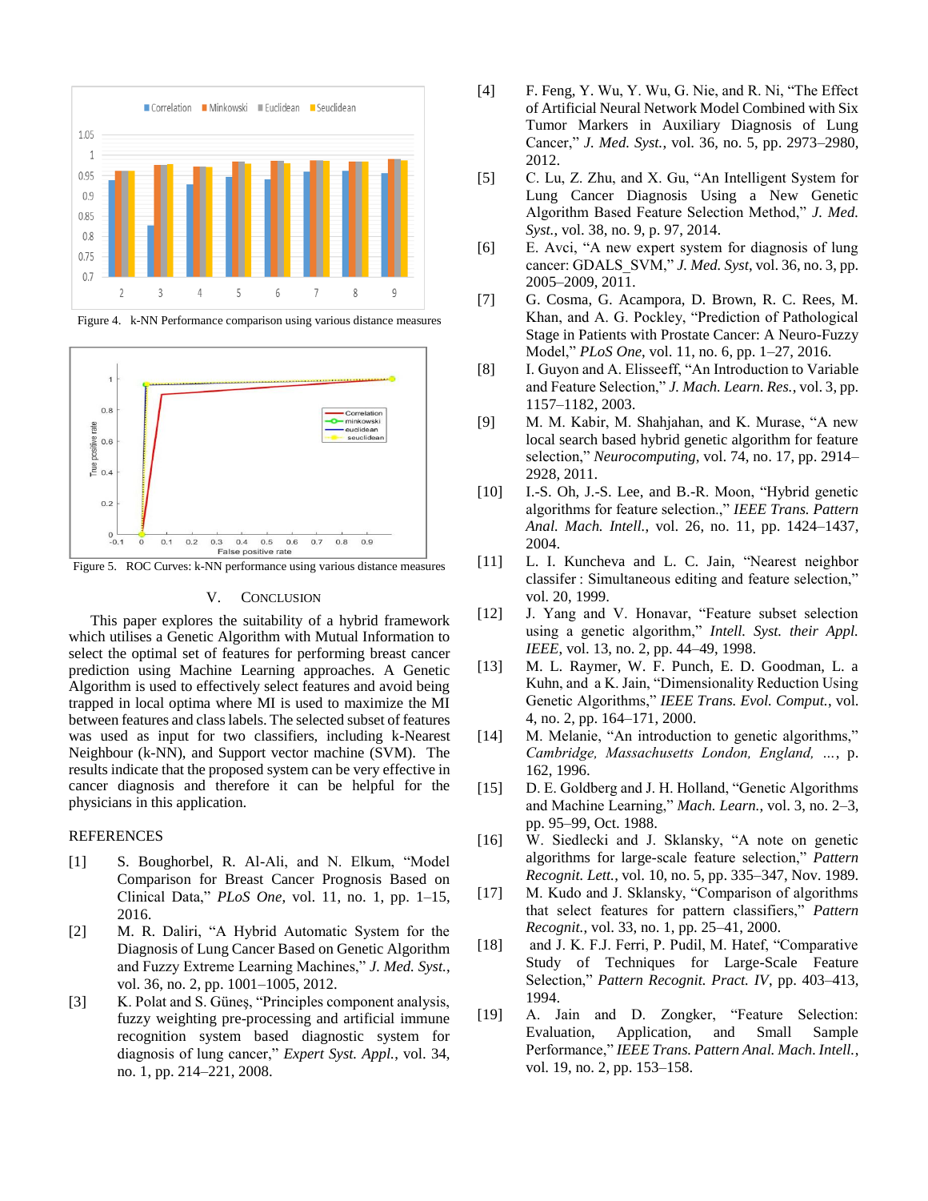Figure 4. k-NN Performance comparison using various distance measures

Figure 5. ROC Curves: k-NN performance using various distance measures

## V. Conclusion

This paper explores the suitability of a hybrid framework which utilises a Genetic Algorithm with Mutual Information to select the optimal set of features for performing breast cancer prediction using Machine Learning approaches. A Genetic Algorithm is used to effectively select features and avoid being trapped in local optima where MI is used to maximize the MI between features and class labels. The selected subset of features was used as input for two classifiers, including k-Nearest Neighbour (k-NN), and Support vector machine (SVM). The results indicate that the proposed system can be very effective in cancer diagnosis and therefore it can be helpful for the physicians in this application.

## References

[1] S. Boughorbel, R. Al-Ali, and N. Elkum, "Model Comparison for Breast Cancer Prognosis Based on Clinical Data," *PLoS One*, vol. 11, no. 1, pp. 1–15, 2016.

[2] M. R. Daliri, "A Hybrid Automatic System for the Diagnosis of Lung Cancer Based on Genetic Algorithm and Fuzzy Extreme Learning Machines," *J. Med. Syst.*, vol. 36, no. 2, pp. 1001–1005, 2012.

[3] K. Polat and S. Güneş, "Principles component analysis, fuzzy weighting pre-processing and artificial immune recognition system based diagnostic system for diagnosis of lung cancer," *Expert Syst. Appl.*, vol. 34, no. 1, pp. 214–221, 2008.

[4] F. Feng, Y. Wu, Y. Wu, G. Nie, and R. Ni, "The Effect of Artificial Neural Network Model Combined with Six Tumor Markers in Auxiliary Diagnosis of Lung Cancer," *J. Med. Syst.*, vol. 36, no. 5, pp. 2973–2980, 2012.

[5] C. Lu, Z. Zhu, and X. Gu, "An Intelligent System for Lung Cancer Diagnosis Using a New Genetic Algorithm Based Feature Selection Method," *J. Med. Syst.*, vol. 38, no. 9, p. 97, 2014.

[6] E. Avci, "A new expert system for diagnosis of lung cancer: GDALS_SVM," *J. Med. Syst*, vol. 36, no. 3, pp. 2005–2009, 2011.

[7] G. Cosma, G. Acampora, D. Brown, R. C. Rees, M. Khan, and A. G. Pockley, "Prediction of Pathological Stage in Patients with Prostate Cancer: A Neuro-Fuzzy Model," *PLoS One*, vol. 11, no. 6, pp. 1–27, 2016.

[8] I. Guyon and A. Elisseeff, "An Introduction to Variable and Feature Selection," *J. Mach. Learn. Res.*, vol. 3, pp. 1157–1182, 2003.

[9] M. M. Kabir, M. Shahjahan, and K. Murase, "A new local search based hybrid genetic algorithm for feature selection," *Neurocomputing*, vol. 74, no. 17, pp. 2914–2928, 2011.

[10] I.-S. Oh, J.-S. Lee, and B.-R. Moon, "Hybrid genetic algorithms for feature selection.," *IEEE Trans. Pattern Anal. Mach. Intell.*, vol. 26, no. 11, pp. 1424–1437, 2004.

[11] L. I. Kuncheva and L. C. Jain, "Nearest neighbor classifer : Simultaneous editing and feature selection," vol. 20, 1999.

[12] J. Yang and V. Honavar, "Feature subset selection using a genetic algorithm," *Intell. Syst. their Appl. IEEE*, vol. 13, no. 2, pp. 44–49, 1998.

[13] M. L. Raymer, W. F. Punch, E. D. Goodman, L. a Kuhn, and a K. Jain, "Dimensionality Reduction Using Genetic Algorithms," *IEEE Trans. Evol. Comput.*, vol. 4, no. 2, pp. 164–171, 2000.

[14] M. Melanie, "An introduction to genetic algorithms," *Cambridge, Massachusetts London, England, …*, p. 162, 1996.

[15] D. E. Goldberg and J. H. Holland, "Genetic Algorithms and Machine Learning," *Mach. Learn.*, vol. 3, no. 2–3, pp. 95–99, Oct. 1988.

[16] W. Siedlecki and J. Sklansky, "A note on genetic algorithms for large-scale feature selection," *Pattern Recognit. Lett.*, vol. 10, no. 5, pp. 335–347, Nov. 1989.

[17] M. Kudo and J. Sklansky, "Comparison of algorithms that select features for pattern classifiers," *Pattern Recognit.*, vol. 33, no. 1, pp. 25–41, 2000.

[18] and J. K. F.J. Ferri, P. Pudil, M. Hatef, "Comparative Study of Techniques for Large-Scale Feature Selection," *Pattern Recognit. Pract. IV*, pp. 403–413, 1994.

[19] A. Jain and D. Zongker, "Feature Selection: Evaluation, Application, and Small Sample Performance," *IEEE Trans. Pattern Anal. Mach. Intell.*, vol. 19, no. 2, pp. 153–158.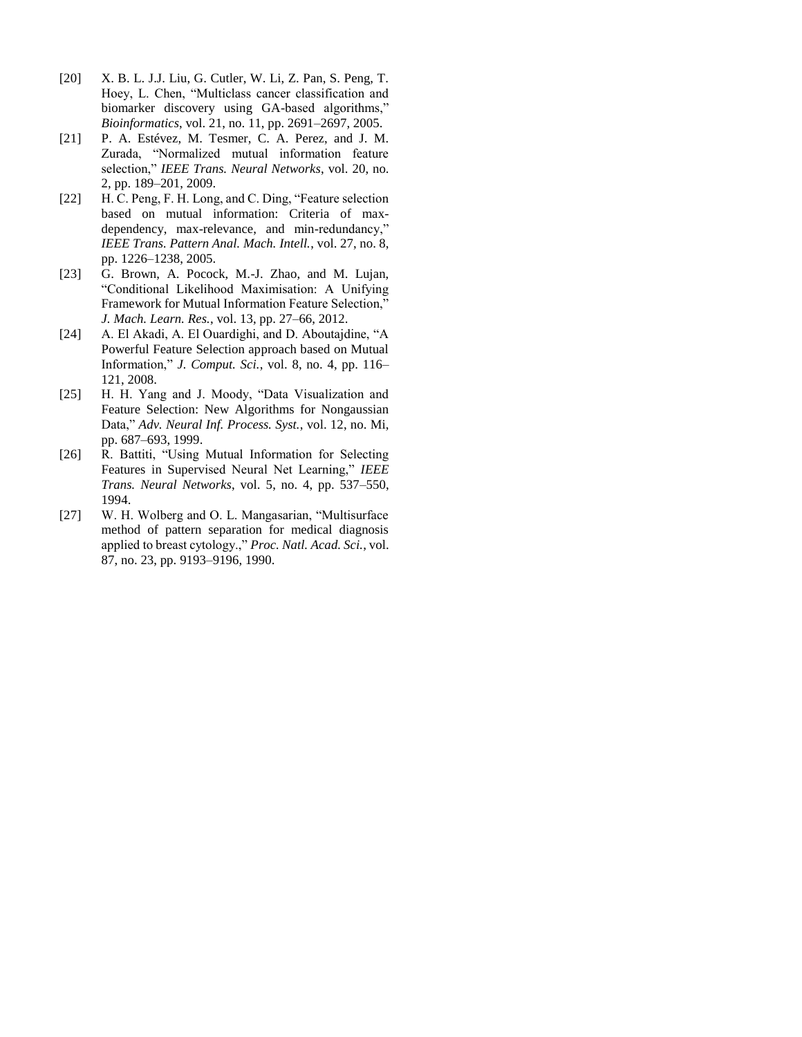[20] X. B. L. J.J. Liu, G. Cutler, W. Li, Z. Pan, S. Peng, T. Hoey, L. Chen, "Multiclass cancer classification and biomarker discovery using GA-based algorithms," *Bioinformatics*, vol. 21, no. 11, pp. 2691–2697, 2005.

[21] P. A. Estévez, M. Tesmer, C. A. Perez, and J. M. Zurada, "Normalized mutual information feature selection," *IEEE Trans. Neural Networks*, vol. 20, no. 2, pp. 189–201, 2009.

[22] H. C. Peng, F. H. Long, and C. Ding, "Feature selection based on mutual information: Criteria of max-dependency, max-relevance, and min-redundancy," *IEEE Trans. Pattern Anal. Mach. Intell.*, vol. 27, no. 8, pp. 1226–1238, 2005.

[23] G. Brown, A. Pocock, M.-J. Zhao, and M. Lujan, "Conditional Likelihood Maximisation: A Unifying Framework for Mutual Information Feature Selection," *J. Mach. Learn. Res.*, vol. 13, pp. 27–66, 2012.

[24] A. El Akadi, A. El Ouardighi, and D. Aboutajdine, "A Powerful Feature Selection approach based on Mutual Information," *J. Comput. Sci.*, vol. 8, no. 4, pp. 116–121, 2008.

[25] H. H. Yang and J. Moody, "Data Visualization and Feature Selection: New Algorithms for Nongaussian Data," *Adv. Neural Inf. Process. Syst.*, vol. 12, no. Mi, pp. 687–693, 1999.

[26] R. Battiti, "Using Mutual Information for Selecting Features in Supervised Neural Net Learning," *IEEE Trans. Neural Networks*, vol. 5, no. 4, pp. 537–550, 1994.

[27] W. H. Wolberg and O. L. Mangasarian, "Multisurface method of pattern separation for medical diagnosis applied to breast cytology.," *Proc. Natl. Acad. Sci.*, vol. 87, no. 23, pp. 9193–9196, 1990.